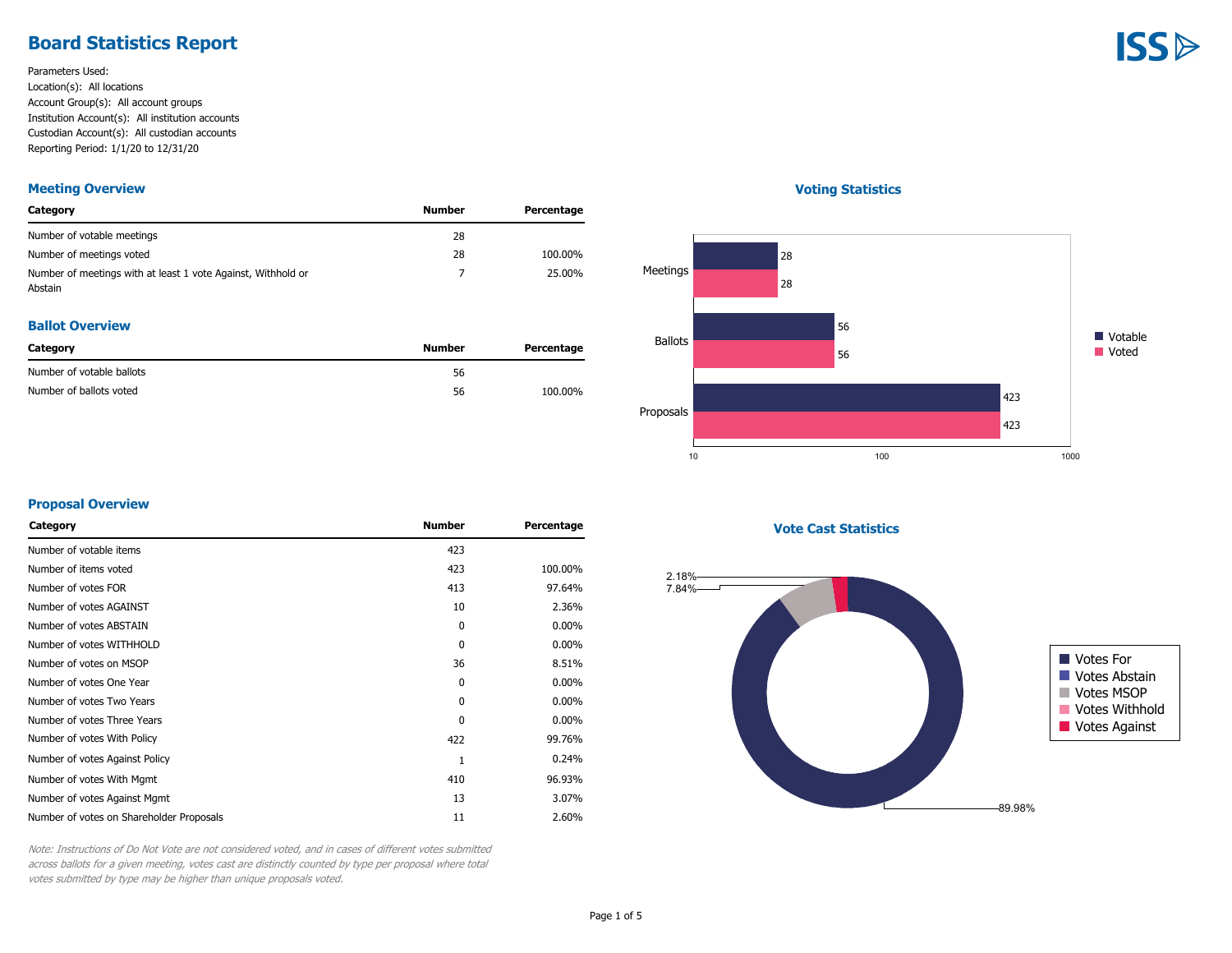# Board Statistics Report

Parameters Used:
Location(s): All locations
Account Group(s): All account groups
Institution Account(s): All institution accounts
Custodian Account(s): All custodian accounts
Reporting Period: 1/1/20 to 12/31/20

## Meeting Overview

| Category | Number | Percentage |
|---|---|---|
| Number of votable meetings | 28 | |
| Number of meetings voted | 28 | 100.00% |
| Number of meetings with at least 1 vote Against, Withhold or Abstain | 7 | 25.00% |

## Ballot Overview

| Category | Number | Percentage |
|---|---|---|
| Number of votable ballots | 56 | |
| Number of ballots voted | 56 | 100.00% |

## Voting Statistics

| | Votable | Voted |
|---|---|---|
| Meetings | 28 | 28 |
| Ballots | 56 | 56 |
| Proposals | 423 | 423 |

## Proposal Overview

| Category | Number | Percentage |
|---|---|---|
| Number of votable items | 423 | |
| Number of items voted | 423 | 100.00% |
| Number of votes FOR | 413 | 97.64% |
| Number of votes AGAINST | 10 | 2.36% |
| Number of votes ABSTAIN | 0 | 0.00% |
| Number of votes WITHHOLD | 0 | 0.00% |
| Number of votes on MSOP | 36 | 8.51% |
| Number of votes One Year | 0 | 0.00% |
| Number of votes Two Years | 0 | 0.00% |
| Number of votes Three Years | 0 | 0.00% |
| Number of votes With Policy | 422 | 99.76% |
| Number of votes Against Policy | 1 | 0.24% |
| Number of votes With Mgmt | 410 | 96.93% |
| Number of votes Against Mgmt | 13 | 3.07% |
| Number of votes on Shareholder Proposals | 11 | 2.60% |

## Vote Cast Statistics

| Category | Percentage |
|---|---|
| Votes For | 89.98% |
| Votes MSOP | 7.84% |
| Votes Against | 2.18% |

*Note: Instructions of Do Not Vote are not considered voted, and in cases of different votes submitted across ballots for a given meeting, votes cast are distinctly counted by type per proposal where total votes submitted by type may be higher than unique proposals voted.*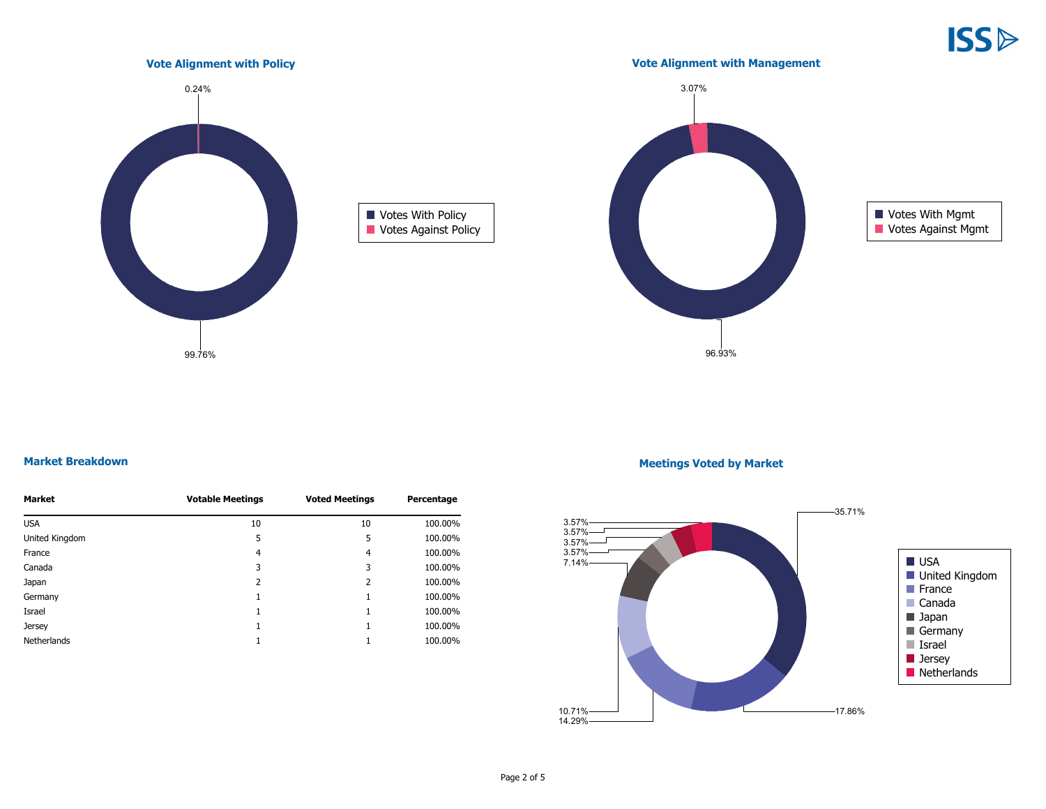### Vote Alignment with Policy

- Votes With Policy: 99.76%
- Votes Against Policy: 0.24%

### Vote Alignment with Management

- Votes With Mgmt: 96.93%
- Votes Against Mgmt: 3.07%

### Market Breakdown

| Market | Votable Meetings | Voted Meetings | Percentage |
|---|---|---|---|
| USA | 10 | 10 | 100.00% |
| United Kingdom | 5 | 5 | 100.00% |
| France | 4 | 4 | 100.00% |
| Canada | 3 | 3 | 100.00% |
| Japan | 2 | 2 | 100.00% |
| Germany | 1 | 1 | 100.00% |
| Israel | 1 | 1 | 100.00% |
| Jersey | 1 | 1 | 100.00% |
| Netherlands | 1 | 1 | 100.00% |

### Meetings Voted by Market

- USA: 35.71%
- United Kingdom: 17.86%
- France: 14.29%
- Canada: 10.71%
- Japan: 7.14%
- Germany: 3.57%
- Israel: 3.57%
- Jersey: 3.57%
- Netherlands: 3.57%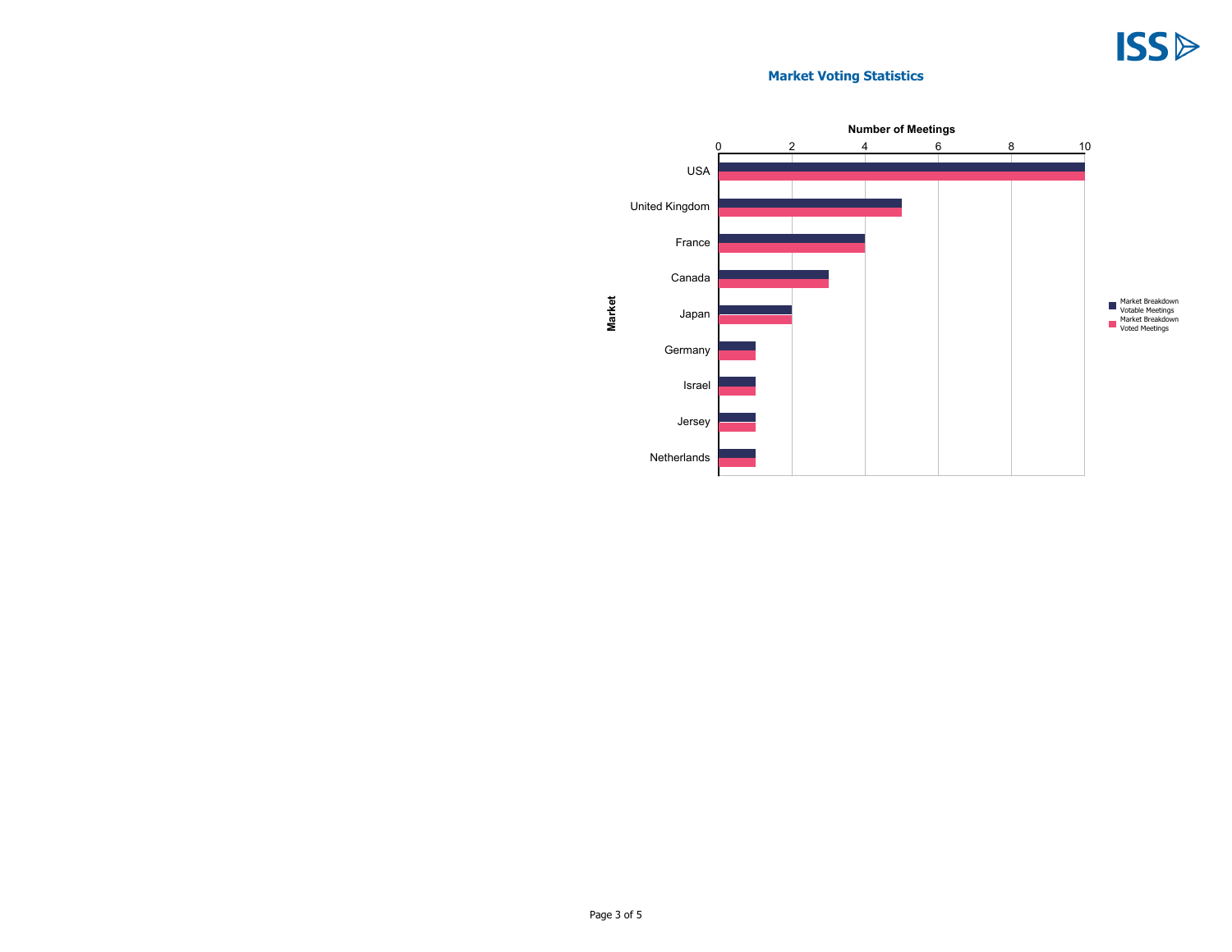## Market Voting Statistics

| Market | Market Breakdown Votable Meetings | Market Breakdown Voted Meetings |
|---|---|---|
| USA | 10 | 10 |
| United Kingdom | 5 | 5 |
| France | 4 | 4 |
| Canada | 3 | 3 |
| Japan | 2 | 2 |
| Germany | 1 | 1 |
| Israel | 1 | 1 |
| Jersey | 1 | 1 |
| Netherlands | 1 | 1 |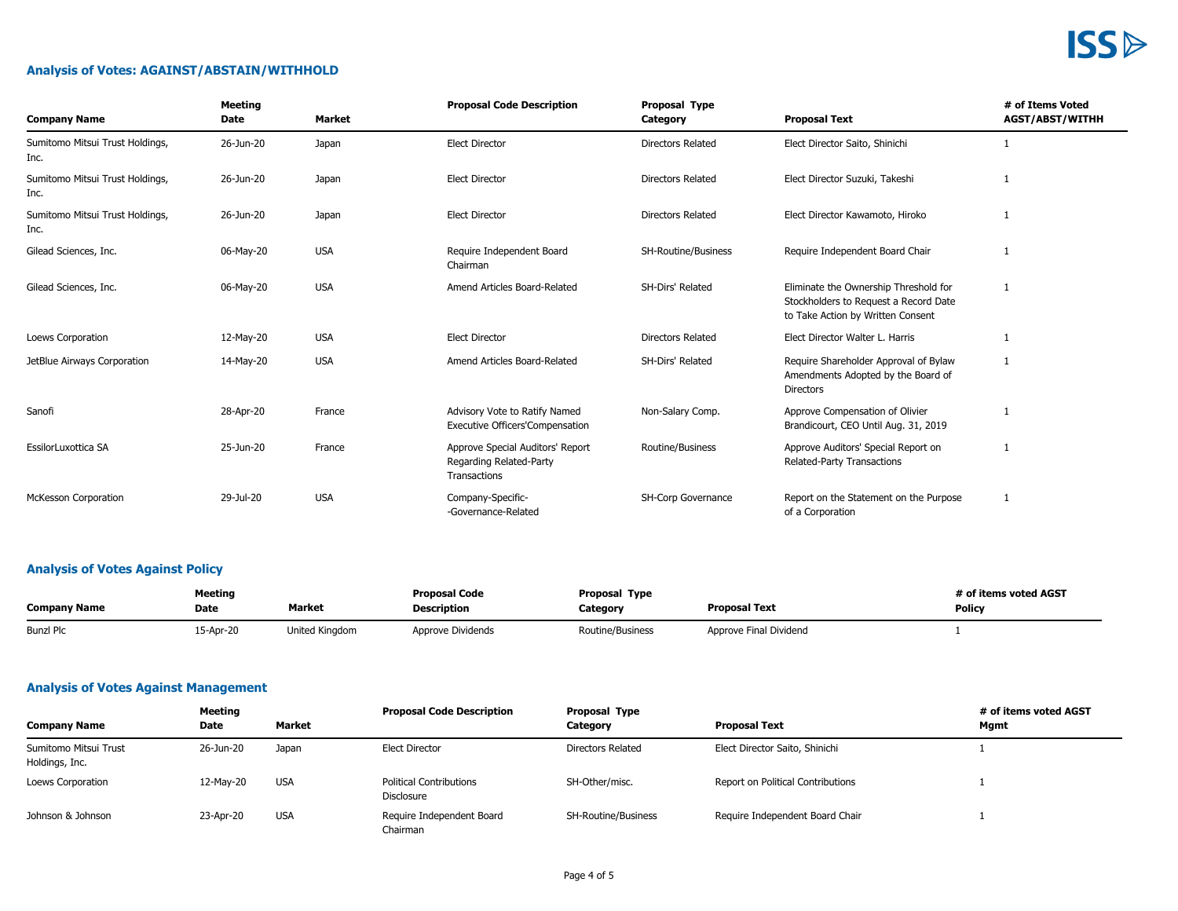## Analysis of Votes: AGAINST/ABSTAIN/WITHHOLD

| Company Name | Meeting Date | Market | Proposal Code Description | Proposal Type Category | Proposal Text | # of Items Voted AGST/ABST/WITHH |
|---|---|---|---|---|---|---|
| Sumitomo Mitsui Trust Holdings, Inc. | 26-Jun-20 | Japan | Elect Director | Directors Related | Elect Director Saito, Shinichi | 1 |
| Sumitomo Mitsui Trust Holdings, Inc. | 26-Jun-20 | Japan | Elect Director | Directors Related | Elect Director Suzuki, Takeshi | 1 |
| Sumitomo Mitsui Trust Holdings, Inc. | 26-Jun-20 | Japan | Elect Director | Directors Related | Elect Director Kawamoto, Hiroko | 1 |
| Gilead Sciences, Inc. | 06-May-20 | USA | Require Independent Board Chairman | SH-Routine/Business | Require Independent Board Chair | 1 |
| Gilead Sciences, Inc. | 06-May-20 | USA | Amend Articles Board-Related | SH-Dirs' Related | Eliminate the Ownership Threshold for Stockholders to Request a Record Date to Take Action by Written Consent | 1 |
| Loews Corporation | 12-May-20 | USA | Elect Director | Directors Related | Elect Director Walter L. Harris | 1 |
| JetBlue Airways Corporation | 14-May-20 | USA | Amend Articles Board-Related | SH-Dirs' Related | Require Shareholder Approval of Bylaw Amendments Adopted by the Board of Directors | 1 |
| Sanofi | 28-Apr-20 | France | Advisory Vote to Ratify Named Executive Officers'Compensation | Non-Salary Comp. | Approve Compensation of Olivier Brandicourt, CEO Until Aug. 31, 2019 | 1 |
| EssilorLuxottica SA | 25-Jun-20 | France | Approve Special Auditors' Report Regarding Related-Party Transactions | Routine/Business | Approve Auditors' Special Report on Related-Party Transactions | 1 |
| McKesson Corporation | 29-Jul-20 | USA | Company-Specific--Governance-Related | SH-Corp Governance | Report on the Statement on the Purpose of a Corporation | 1 |

## Analysis of Votes Against Policy

| Company Name | Meeting Date | Market | Proposal Code Description | Proposal Type Category | Proposal Text | # of items voted AGST Policy |
|---|---|---|---|---|---|---|
| Bunzl Plc | 15-Apr-20 | United Kingdom | Approve Dividends | Routine/Business | Approve Final Dividend | 1 |

## Analysis of Votes Against Management

| Company Name | Meeting Date | Market | Proposal Code Description | Proposal Type Category | Proposal Text | # of items voted AGST Mgmt |
|---|---|---|---|---|---|---|
| Sumitomo Mitsui Trust Holdings, Inc. | 26-Jun-20 | Japan | Elect Director | Directors Related | Elect Director Saito, Shinichi | 1 |
| Loews Corporation | 12-May-20 | USA | Political Contributions Disclosure | SH-Other/misc. | Report on Political Contributions | 1 |
| Johnson & Johnson | 23-Apr-20 | USA | Require Independent Board Chairman | SH-Routine/Business | Require Independent Board Chair | 1 |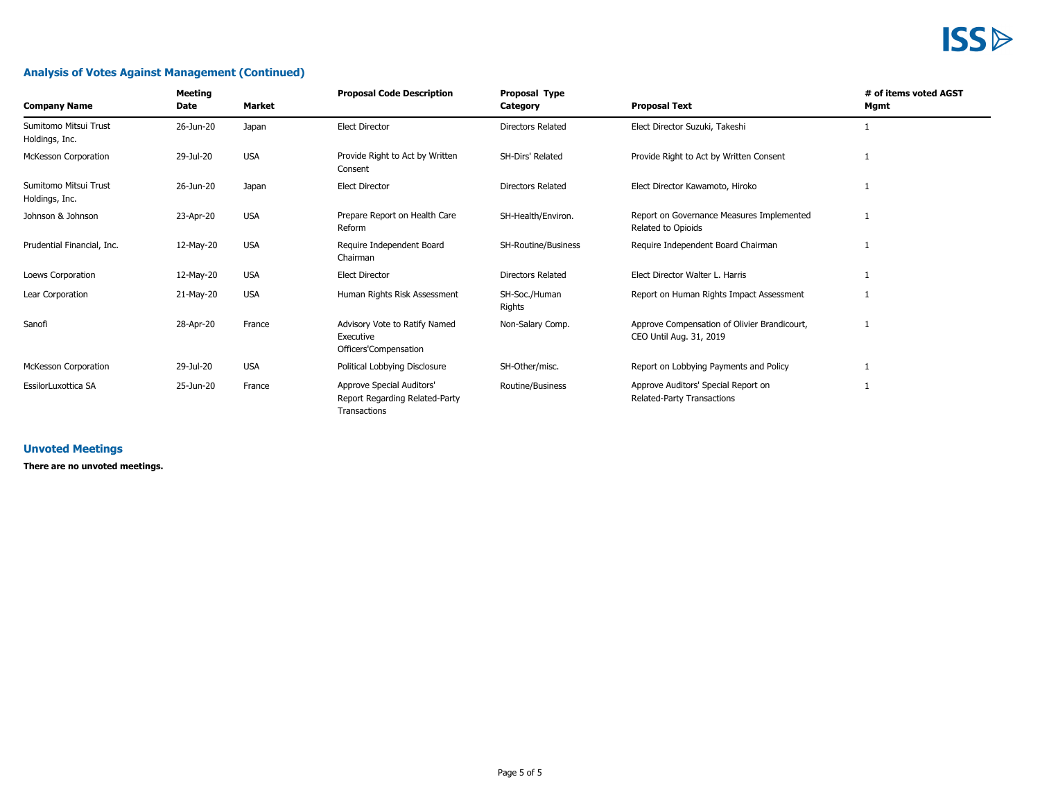## Analysis of Votes Against Management (Continued)

| Company Name | Meeting Date | Market | Proposal Code Description | Proposal Type Category | Proposal Text | # of items voted AGST Mgmt |
|---|---|---|---|---|---|---|
| Sumitomo Mitsui Trust Holdings, Inc. | 26-Jun-20 | Japan | Elect Director | Directors Related | Elect Director Suzuki, Takeshi | 1 |
| McKesson Corporation | 29-Jul-20 | USA | Provide Right to Act by Written Consent | SH-Dirs' Related | Provide Right to Act by Written Consent | 1 |
| Sumitomo Mitsui Trust Holdings, Inc. | 26-Jun-20 | Japan | Elect Director | Directors Related | Elect Director Kawamoto, Hiroko | 1 |
| Johnson & Johnson | 23-Apr-20 | USA | Prepare Report on Health Care Reform | SH-Health/Environ. | Report on Governance Measures Implemented Related to Opioids | 1 |
| Prudential Financial, Inc. | 12-May-20 | USA | Require Independent Board Chairman | SH-Routine/Business | Require Independent Board Chairman | 1 |
| Loews Corporation | 12-May-20 | USA | Elect Director | Directors Related | Elect Director Walter L. Harris | 1 |
| Lear Corporation | 21-May-20 | USA | Human Rights Risk Assessment | SH-Soc./Human Rights | Report on Human Rights Impact Assessment | 1 |
| Sanofi | 28-Apr-20 | France | Advisory Vote to Ratify Named Executive Officers'Compensation | Non-Salary Comp. | Approve Compensation of Olivier Brandicourt, CEO Until Aug. 31, 2019 | 1 |
| McKesson Corporation | 29-Jul-20 | USA | Political Lobbying Disclosure | SH-Other/misc. | Report on Lobbying Payments and Policy | 1 |
| EssilorLuxottica SA | 25-Jun-20 | France | Approve Special Auditors' Report Regarding Related-Party Transactions | Routine/Business | Approve Auditors' Special Report on Related-Party Transactions | 1 |

## Unvoted Meetings

**There are no unvoted meetings.**